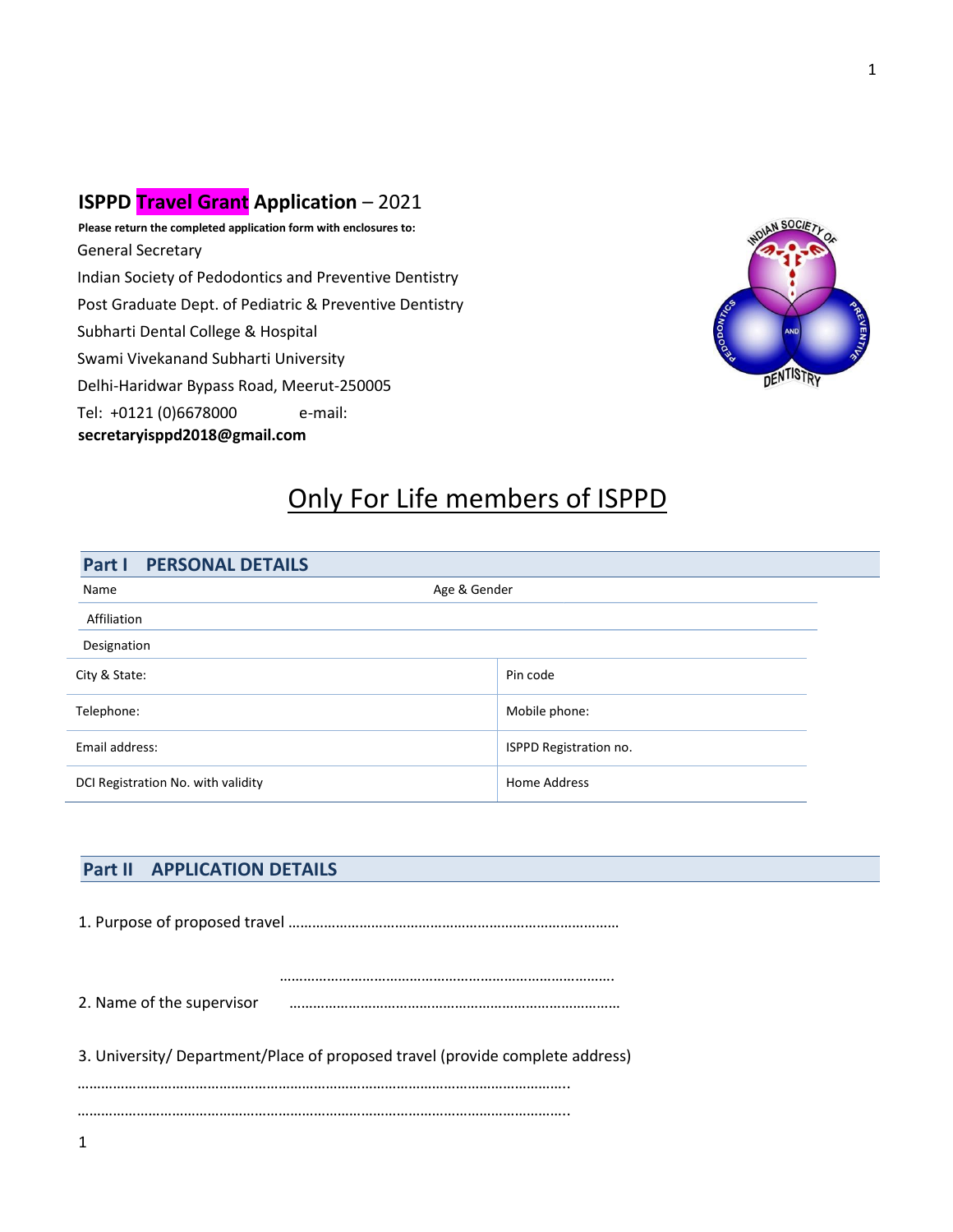## ISPPD Travel Grant Application – 2021

**Please return the completed application form with enclosures to:**

General Secretary

Indian Society of Pedodontics and Preventive Dentistry

Post Graduate Dept. of Pediatric & Preventive Dentistry

Subharti Dental College & Hospital

Swami Vivekanand Subharti University

Delhi-Haridwar Bypass Road, Meerut-250005

Tel: +0121 (0)6678000 e-mail: **secretaryisppd2018@gmail.com**

# Only For Life members of ISPPD

## Part I PERSONAL DETAILS

| Name | Age & Gender |
|---|---|
| Affiliation | |
| Designation | |
| City & State: | Pin code |
| Telephone: | Mobile phone: |
| Email address: | ISPPD Registration no. |
| DCI Registration No. with validity | Home Address |

## Part II APPLICATION DETAILS

1. Purpose of proposed travel …………………………………………………………………………

…………………………………………………………………………

2. Name of the supervisor …………………………………………………………………………

3. University/ Department/Place of proposed travel (provide complete address)

……………………………………………………………………………………………………………

……………………………………………………………………………………………………………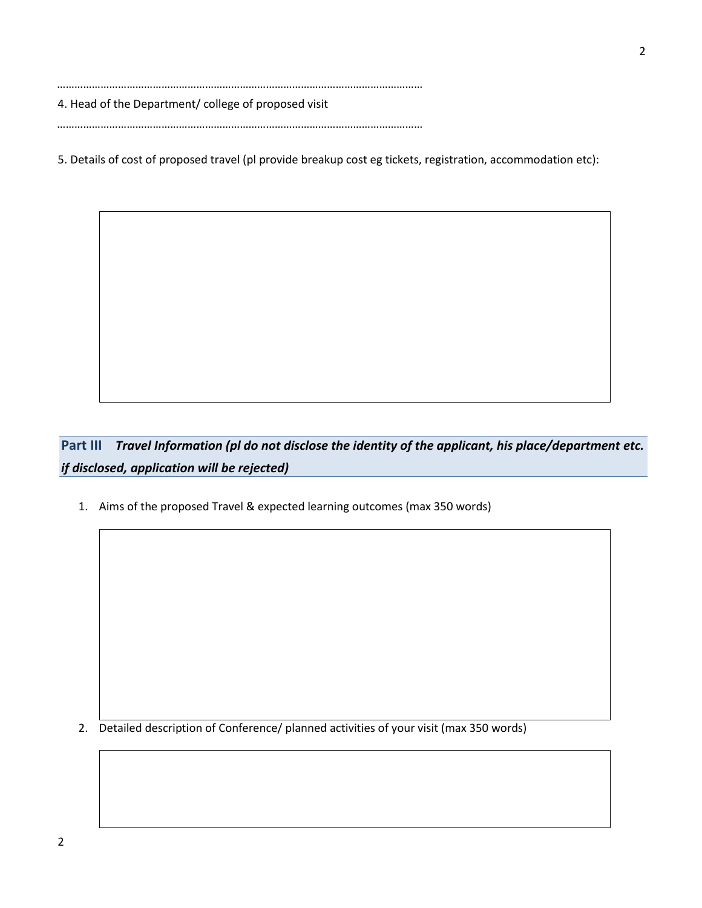…………………………………………………………………………………………………………………

4. Head of the Department/ college of proposed visit

…………………………………………………………………………………………………………………

5. Details of cost of proposed travel (pl provide breakup cost eg tickets, registration, accommodation etc):

## Part III *Travel Information (pl do not disclose the identity of the applicant, his place/department etc. if disclosed, application will be rejected)*

1. Aims of the proposed Travel & expected learning outcomes (max 350 words)

2. Detailed description of Conference/ planned activities of your visit (max 350 words)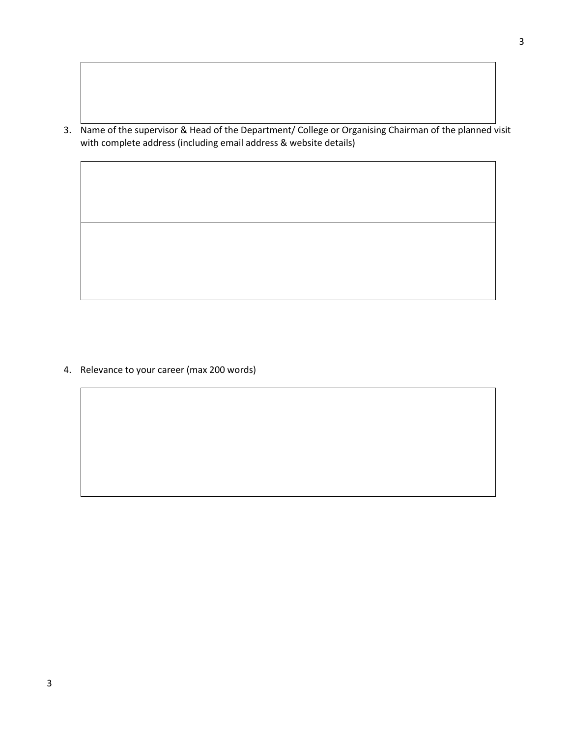3. Name of the supervisor & Head of the Department/ College or Organising Chairman of the planned visit with complete address (including email address & website details)

4. Relevance to your career (max 200 words)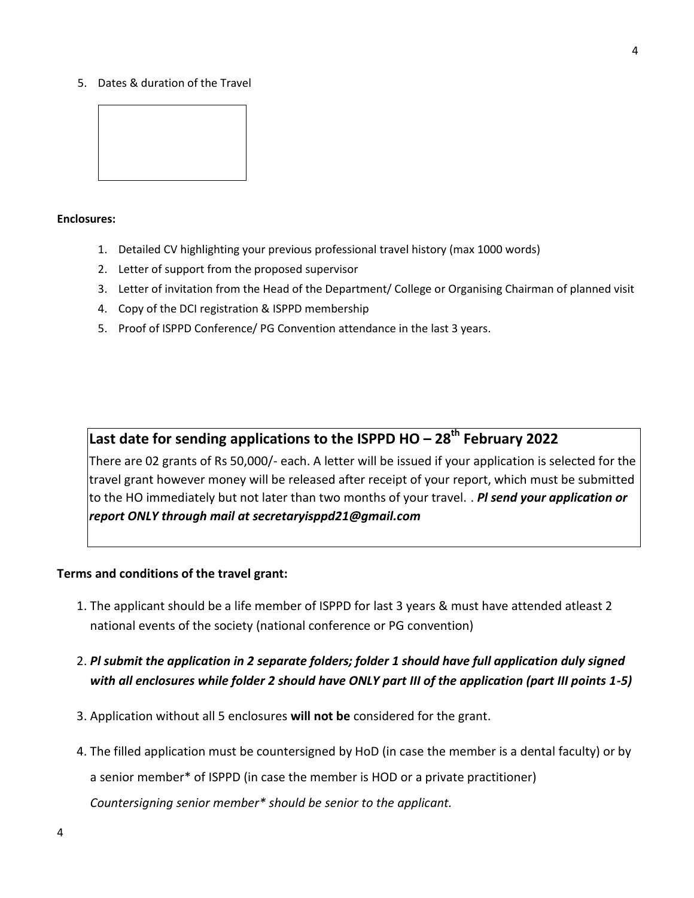5. Dates & duration of the Travel

| |
|---|
| |

**Enclosures:**

1. Detailed CV highlighting your previous professional travel history (max 1000 words)
2. Letter of support from the proposed supervisor
3. Letter of invitation from the Head of the Department/ College or Organising Chairman of planned visit
4. Copy of the DCI registration & ISPPD membership
5. Proof of ISPPD Conference/ PG Convention attendance in the last 3 years.

**Last date for sending applications to the ISPPD HO – 28th February 2022**

There are 02 grants of Rs 50,000/- each. A letter will be issued if your application is selected for the travel grant however money will be released after receipt of your report, which must be submitted to the HO immediately but not later than two months of your travel. . ***Pl send your application or report ONLY through mail at secretaryisppd21@gmail.com***

**Terms and conditions of the travel grant:**

1. The applicant should be a life member of ISPPD for last 3 years & must have attended atleast 2 national events of the society (national conference or PG convention)
2. ***Pl submit the application in 2 separate folders; folder 1 should have full application duly signed with all enclosures while folder 2 should have ONLY part III of the application (part III points 1-5)***
3. Application without all 5 enclosures **will not be** considered for the grant.
4. The filled application must be countersigned by HoD (in case the member is a dental faculty) or by a senior member* of ISPPD (in case the member is HOD or a private practitioner)

   *Countersigning senior member* should be senior to the applicant.*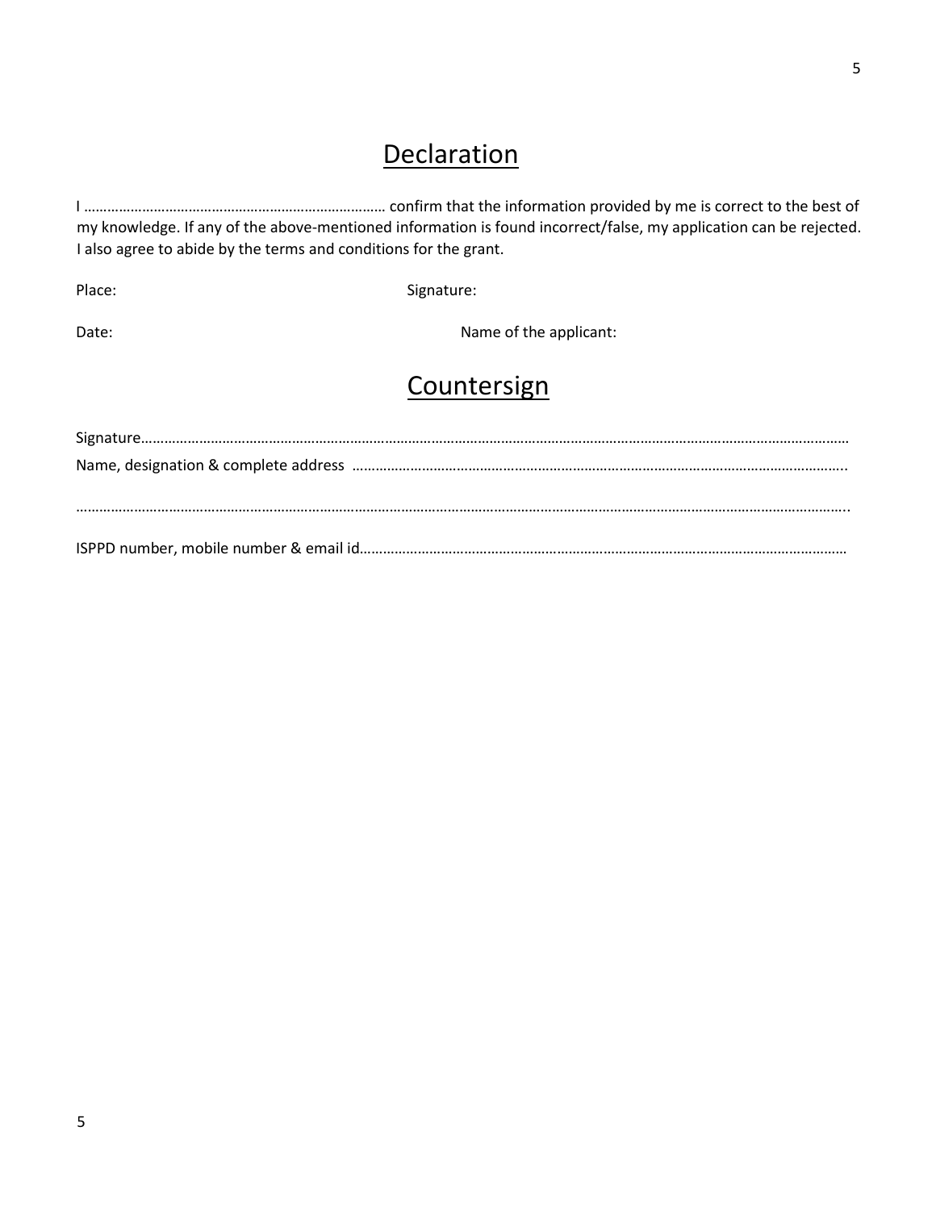## Declaration

I …………………………………………………………………… confirm that the information provided by me is correct to the best of my knowledge. If any of the above-mentioned information is found incorrect/false, my application can be rejected. I also agree to abide by the terms and conditions for the grant.

Place: Signature:

Date: Name of the applicant:

## Countersign

Signature……………………………………………………………………………………………………………………………………………………

Name, designation & complete address ………………………………………………………………………………………………………………..

………………………………………………………………………………………………………………………………………………………………………..

ISPPD number, mobile number & email id………………………………………………………………………………………………………………